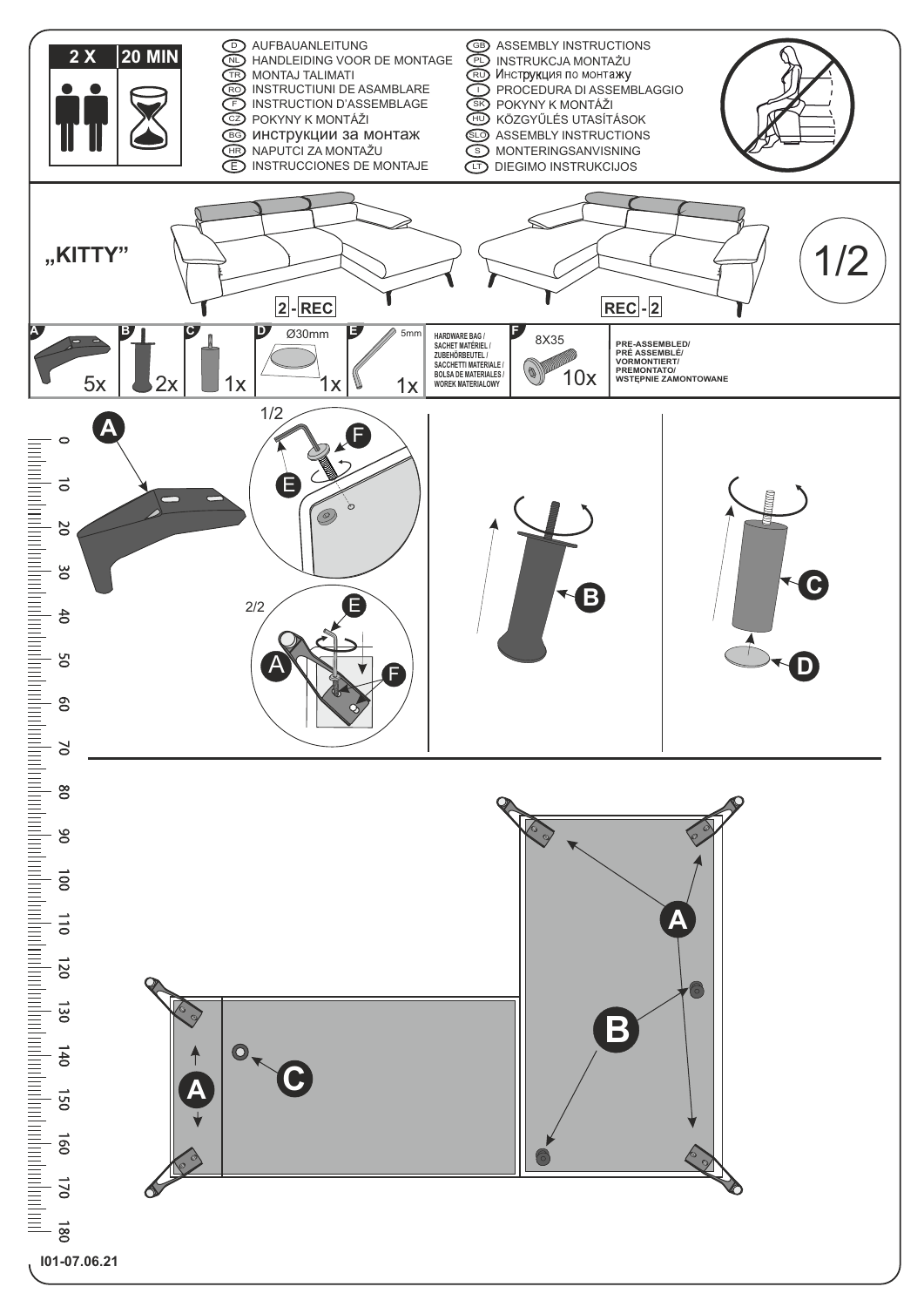2 X | 20 MIN

- D AUFBAUANLEITUNG
- NL HANDLEIDING VOOR DE MONTAGE
- TR MONTAJ TALIMATI
- RO INSTRUCTIUNI DE ASAMBLARE
- F INSTRUCTION D'ASSEMBLAGE
- CZ POKYNY K MONTÁŽI
- BG инструкции за монтаж
- HR NAPUTCI ZA MONTAŽU
- E INSTRUCCIONES DE MONTAJE
- GB ASSEMBLY INSTRUCTIONS
- PL INSTRUKCJA MONTAŻU
- RU Инструкция по монтажу
- I PROCEDURA DI ASSEMBLAGGIO
- SK POKYNY K MONTÁŽI
- HU KÖZGYŰLÉS UTASÍTÁSOK
- SLO ASSEMBLY INSTRUCTIONS
- S MONTERINGSANVISNING
- LT DIEGIMO INSTRUKCIJOS

# „KITTY"

2 - REC | REC - 2

| A | B | C | D | E | | F | |
|---|---|---|---|---|---|---|---|
| 5x | 2x | 1x | Ø30mm 1x | 5mm 1x | HARDWARE BAG / SACHET MATÉRIEL / ZUBEHÖRBEUTEL / SACCHETTI MATERIALE / BOLSA DE MATERIALES / WOREK MATERIALOWY | 8X35 10x | PRE-ASSEMBLED/ PRÉ ASSEMBLÉ/ VORMONTIERT/ PREMONTATO/ WSTĘPNIE ZAMONTOWANE |

1/2

2/2

I01-07.06.21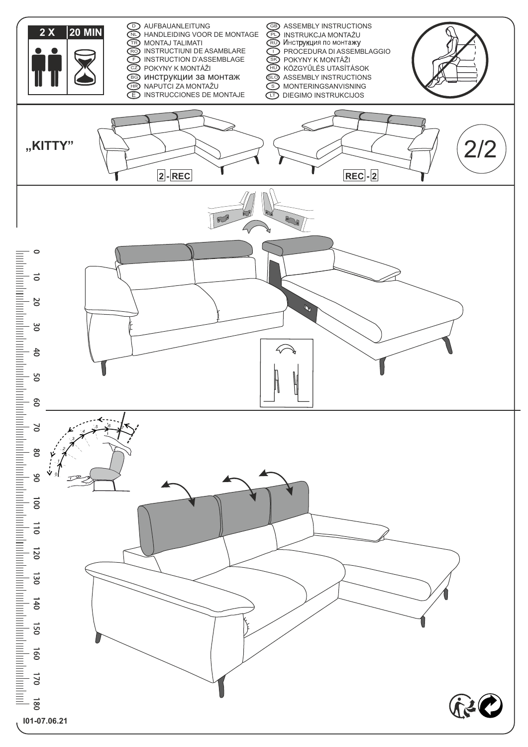2 X | 20 MIN

- (D) AUFBAUANLEITUNG
- (NL) HANDLEIDING VOOR DE MONTAGE
- (TR) MONTAJ TALIMATI
- (RO) INSTRUCTIUNI DE ASAMBLARE
- (F) INSTRUCTION D'ASSEMBLAGE
- (CZ) POKYNY K MONTÁŽI
- (BG) инструкции за монтаж
- (HR) NAPUTCI ZA MONTAŽU
- (E) INSTRUCCIONES DE MONTAJE
- (GB) ASSEMBLY INSTRUCTIONS
- (PL) INSTRUKCJA MONTAŻU
- (RU) Инструкция по монтажу
- (I) PROCEDURA DI ASSEMBLAGGIO
- (SK) POKYNY K MONTÁŽI
- (HU) KÖZGYŰLÉS UTASÍTÁSOK
- (SLO) ASSEMBLY INSTRUCTIONS
- (S) MONTERINGSANVISNING
- (LT) DIEGIMO INSTRUKCIJOS

# „KITTY"

2 - REC

REC - 2

0 10 20 30 40 50 60 70 80 90 100 110 120 130 140 150 160 170 180

I01-07.06.21